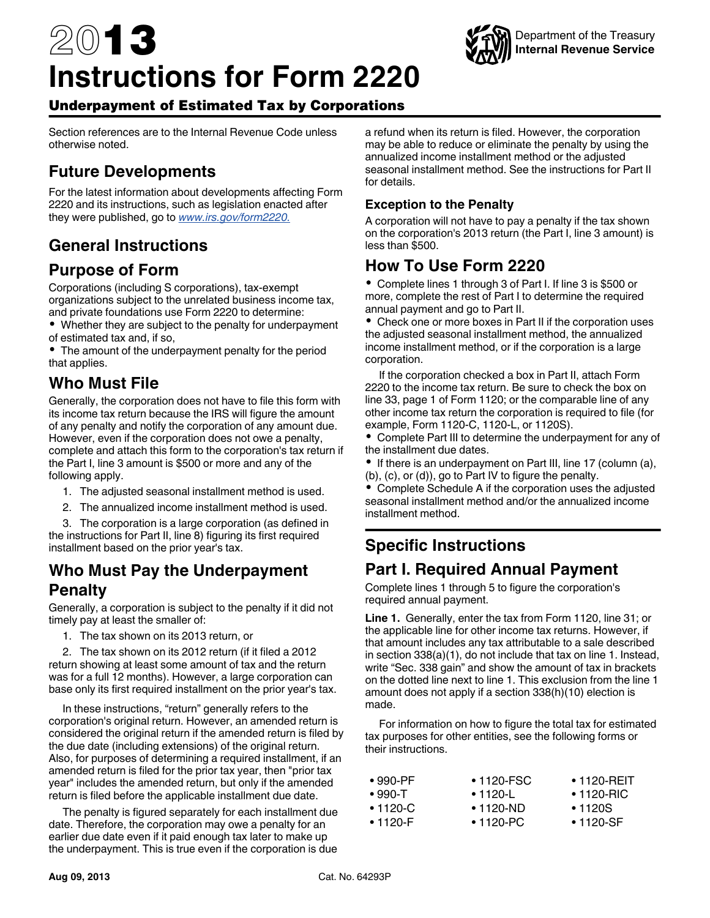# 2013 Instructions for Form 2220

Department of the Treasury
Internal Revenue Service

## Underpayment of Estimated Tax by Corporations

Section references are to the Internal Revenue Code unless otherwise noted.

## Future Developments

For the latest information about developments affecting Form 2220 and its instructions, such as legislation enacted after they were published, go to *www.irs.gov/form2220.*

## General Instructions

## Purpose of Form

Corporations (including S corporations), tax-exempt organizations subject to the unrelated business income tax, and private foundations use Form 2220 to determine:

- Whether they are subject to the penalty for underpayment of estimated tax and, if so,
- The amount of the underpayment penalty for the period that applies.

## Who Must File

Generally, the corporation does not have to file this form with its income tax return because the IRS will figure the amount of any penalty and notify the corporation of any amount due. However, even if the corporation does not owe a penalty, complete and attach this form to the corporation's tax return if the Part I, line 3 amount is $500 or more and any of the following apply.

1. The adjusted seasonal installment method is used.
2. The annualized income installment method is used.
3. The corporation is a large corporation (as defined in the instructions for Part II, line 8) figuring its first required installment based on the prior year's tax.

## Who Must Pay the Underpayment Penalty

Generally, a corporation is subject to the penalty if it did not timely pay at least the smaller of:

1. The tax shown on its 2013 return, or
2. The tax shown on its 2012 return (if it filed a 2012 return showing at least some amount of tax and the return was for a full 12 months). However, a large corporation can base only its first required installment on the prior year's tax.

In these instructions, "return" generally refers to the corporation's original return. However, an amended return is considered the original return if the amended return is filed by the due date (including extensions) of the original return. Also, for purposes of determining a required installment, if an amended return is filed for the prior tax year, then "prior tax year" includes the amended return, but only if the amended return is filed before the applicable installment due date.

The penalty is figured separately for each installment due date. Therefore, the corporation may owe a penalty for an earlier due date even if it paid enough tax later to make up the underpayment. This is true even if the corporation is due a refund when its return is filed. However, the corporation may be able to reduce or eliminate the penalty by using the annualized income installment method or the adjusted seasonal installment method. See the instructions for Part II for details.

### Exception to the Penalty

A corporation will not have to pay a penalty if the tax shown on the corporation's 2013 return (the Part I, line 3 amount) is less than $500.

## How To Use Form 2220

- Complete lines 1 through 3 of Part I. If line 3 is $500 or more, complete the rest of Part I to determine the required annual payment and go to Part II.
- Check one or more boxes in Part II if the corporation uses the adjusted seasonal installment method, the annualized income installment method, or if the corporation is a large corporation.

If the corporation checked a box in Part II, attach Form 2220 to the income tax return. Be sure to check the box on line 33, page 1 of Form 1120; or the comparable line of any other income tax return the corporation is required to file (for example, Form 1120-C, 1120-L, or 1120S).

- Complete Part III to determine the underpayment for any of the installment due dates.
- If there is an underpayment on Part III, line 17 (column (a), (b), (c), or (d)), go to Part IV to figure the penalty.
- Complete Schedule A if the corporation uses the adjusted seasonal installment method and/or the annualized income installment method.

## Specific Instructions

## Part I. Required Annual Payment

Complete lines 1 through 5 to figure the corporation's required annual payment.

**Line 1.** Generally, enter the tax from Form 1120, line 31; or the applicable line for other income tax returns. However, if that amount includes any tax attributable to a sale described in section 338(a)(1), do not include that tax on line 1. Instead, write "Sec. 338 gain" and show the amount of tax in brackets on the dotted line next to line 1. This exclusion from the line 1 amount does not apply if a section 338(h)(10) election is made.

For information on how to figure the total tax for estimated tax purposes for other entities, see the following forms or their instructions.

- 990-PF
- 990-T
- 1120-C
- 1120-F
- 1120-FSC
- 1120-L
- 1120-ND
- 1120-PC
- 1120-REIT
- 1120-RIC
- 1120S
- 1120-SF

Aug 09, 2013 Cat. No. 64293P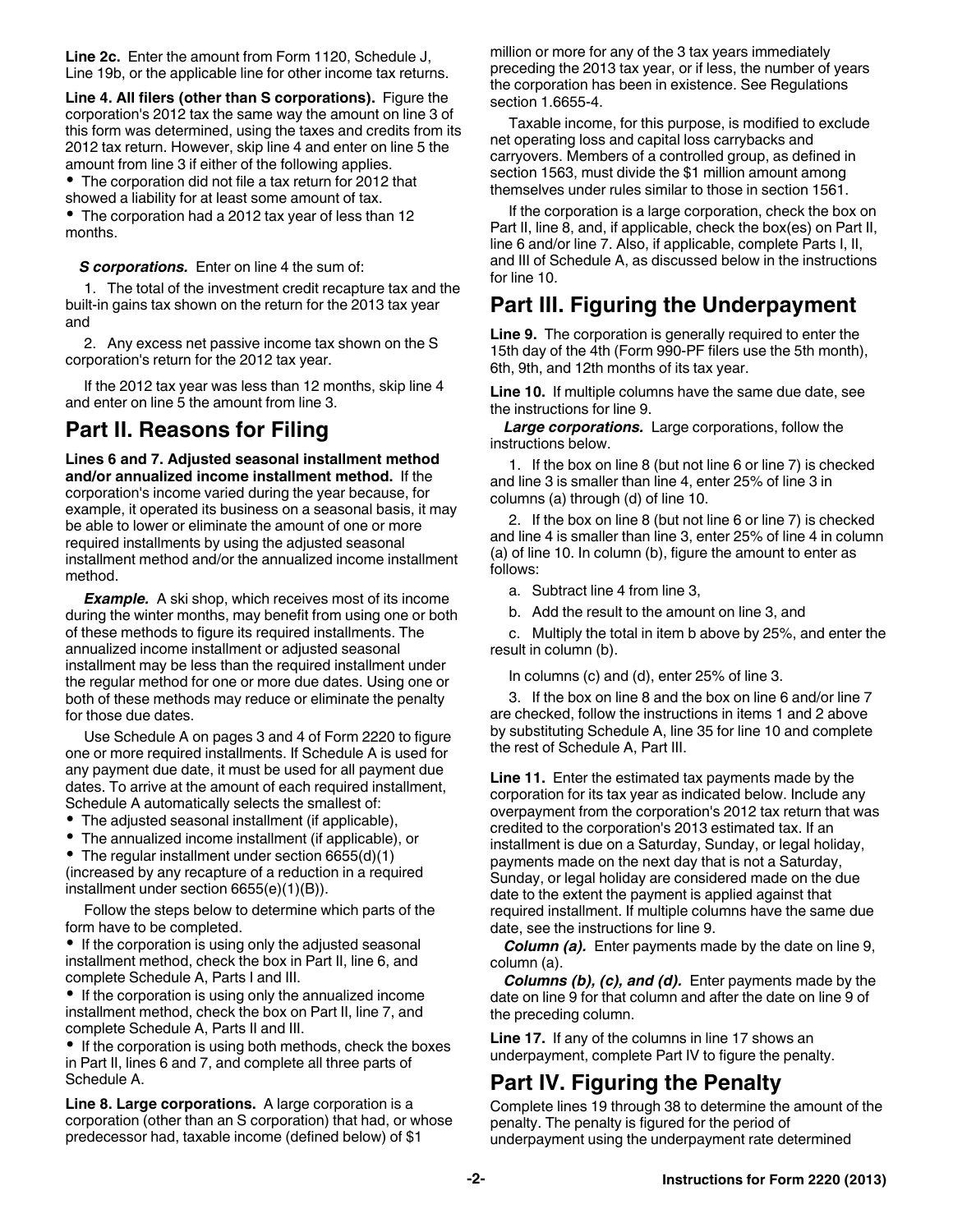**Line 2c.** Enter the amount from Form 1120, Schedule J, Line 19b, or the applicable line for other income tax returns.

**Line 4. All filers (other than S corporations).** Figure the corporation's 2012 tax the same way the amount on line 3 of this form was determined, using the taxes and credits from its 2012 tax return. However, skip line 4 and enter on line 5 the amount from line 3 if either of the following applies.

- The corporation did not file a tax return for 2012 that showed a liability for at least some amount of tax.
- The corporation had a 2012 tax year of less than 12 months.

***S corporations.*** Enter on line 4 the sum of:

1. The total of the investment credit recapture tax and the built-in gains tax shown on the return for the 2013 tax year and
2. Any excess net passive income tax shown on the S corporation's return for the 2012 tax year.

If the 2012 tax year was less than 12 months, skip line 4 and enter on line 5 the amount from line 3.

## Part II. Reasons for Filing

**Lines 6 and 7. Adjusted seasonal installment method and/or annualized income installment method.** If the corporation's income varied during the year because, for example, it operated its business on a seasonal basis, it may be able to lower or eliminate the amount of one or more required installments by using the adjusted seasonal installment method and/or the annualized income installment method.

***Example.*** A ski shop, which receives most of its income during the winter months, may benefit from using one or both of these methods to figure its required installments. The annualized income installment or adjusted seasonal installment may be less than the required installment under the regular method for one or more due dates. Using one or both of these methods may reduce or eliminate the penalty for those due dates.

Use Schedule A on pages 3 and 4 of Form 2220 to figure one or more required installments. If Schedule A is used for any payment due date, it must be used for all payment due dates. To arrive at the amount of each required installment, Schedule A automatically selects the smallest of:

- The adjusted seasonal installment (if applicable),
- The annualized income installment (if applicable), or
- The regular installment under section 6655(d)(1) (increased by any recapture of a reduction in a required installment under section 6655(e)(1)(B)).

Follow the steps below to determine which parts of the form have to be completed.

- If the corporation is using only the adjusted seasonal installment method, check the box in Part II, line 6, and complete Schedule A, Parts I and III.
- If the corporation is using only the annualized income installment method, check the box on Part II, line 7, and complete Schedule A, Parts II and III.
- If the corporation is using both methods, check the boxes in Part II, lines 6 and 7, and complete all three parts of Schedule A.

**Line 8. Large corporations.** A large corporation is a corporation (other than an S corporation) that had, or whose predecessor had, taxable income (defined below) of $1 million or more for any of the 3 tax years immediately preceding the 2013 tax year, or if less, the number of years the corporation has been in existence. See Regulations section 1.6655-4.

Taxable income, for this purpose, is modified to exclude net operating loss and capital loss carrybacks and carryovers. Members of a controlled group, as defined in section 1563, must divide the $1 million amount among themselves under rules similar to those in section 1561.

If the corporation is a large corporation, check the box on Part II, line 8, and, if applicable, check the box(es) on Part II, line 6 and/or line 7. Also, if applicable, complete Parts I, II, and III of Schedule A, as discussed below in the instructions for line 10.

## Part III. Figuring the Underpayment

**Line 9.** The corporation is generally required to enter the 15th day of the 4th (Form 990-PF filers use the 5th month), 6th, 9th, and 12th months of its tax year.

**Line 10.** If multiple columns have the same due date, see the instructions for line 9.

***Large corporations.*** Large corporations, follow the instructions below.

1. If the box on line 8 (but not line 6 or line 7) is checked and line 3 is smaller than line 4, enter 25% of line 3 in columns (a) through (d) of line 10.
2. If the box on line 8 (but not line 6 or line 7) is checked and line 4 is smaller than line 3, enter 25% of line 4 in column (a) of line 10. In column (b), figure the amount to enter as follows:
   a. Subtract line 4 from line 3,
   b. Add the result to the amount on line 3, and
   c. Multiply the total in item b above by 25%, and enter the result in column (b).

   In columns (c) and (d), enter 25% of line 3.
3. If the box on line 8 and the box on line 6 and/or line 7 are checked, follow the instructions in items 1 and 2 above by substituting Schedule A, line 35 for line 10 and complete the rest of Schedule A, Part III.

**Line 11.** Enter the estimated tax payments made by the corporation for its tax year as indicated below. Include any overpayment from the corporation's 2012 tax return that was credited to the corporation's 2013 estimated tax. If an installment is due on a Saturday, Sunday, or legal holiday, payments made on the next day that is not a Saturday, Sunday, or legal holiday are considered made on the due date to the extent the payment is applied against that required installment. If multiple columns have the same due date, see the instructions for line 9.

***Column (a).*** Enter payments made by the date on line 9, column (a).

***Columns (b), (c), and (d).*** Enter payments made by the date on line 9 for that column and after the date on line 9 of the preceding column.

**Line 17.** If any of the columns in line 17 shows an underpayment, complete Part IV to figure the penalty.

## Part IV. Figuring the Penalty

Complete lines 19 through 38 to determine the amount of the penalty. The penalty is figured for the period of underpayment using the underpayment rate determined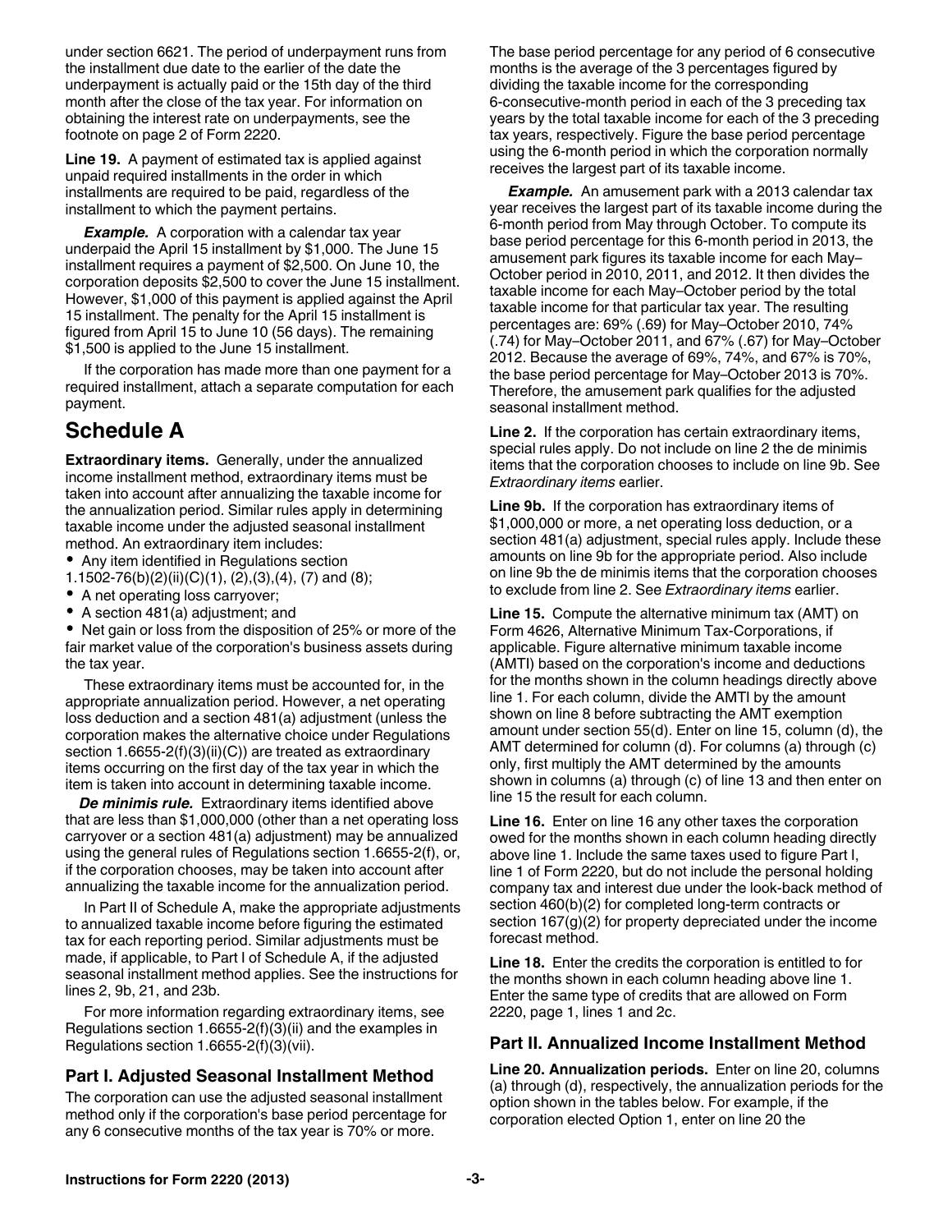under section 6621. The period of underpayment runs from the installment due date to the earlier of the date the underpayment is actually paid or the 15th day of the third month after the close of the tax year. For information on obtaining the interest rate on underpayments, see the footnote on page 2 of Form 2220.

**Line 19.** A payment of estimated tax is applied against unpaid required installments in the order in which installments are required to be paid, regardless of the installment to which the payment pertains.

***Example.*** A corporation with a calendar tax year underpaid the April 15 installment by $1,000. The June 15 installment requires a payment of $2,500. On June 10, the corporation deposits $2,500 to cover the June 15 installment. However, $1,000 of this payment is applied against the April 15 installment. The penalty for the April 15 installment is figured from April 15 to June 10 (56 days). The remaining $1,500 is applied to the June 15 installment.

If the corporation has made more than one payment for a required installment, attach a separate computation for each payment.

## Schedule A

**Extraordinary items.** Generally, under the annualized income installment method, extraordinary items must be taken into account after annualizing the taxable income for the annualization period. Similar rules apply in determining taxable income under the adjusted seasonal installment method. An extraordinary item includes:

- Any item identified in Regulations section 1.1502-76(b)(2)(ii)(C)(1), (2),(3),(4), (7) and (8);
- A net operating loss carryover;
- A section 481(a) adjustment; and
- Net gain or loss from the disposition of 25% or more of the fair market value of the corporation's business assets during the tax year.

These extraordinary items must be accounted for, in the appropriate annualization period. However, a net operating loss deduction and a section 481(a) adjustment (unless the corporation makes the alternative choice under Regulations section 1.6655-2(f)(3)(ii)(C)) are treated as extraordinary items occurring on the first day of the tax year in which the item is taken into account in determining taxable income.

***De minimis rule.*** Extraordinary items identified above that are less than $1,000,000 (other than a net operating loss carryover or a section 481(a) adjustment) may be annualized using the general rules of Regulations section 1.6655-2(f), or, if the corporation chooses, may be taken into account after annualizing the taxable income for the annualization period.

In Part II of Schedule A, make the appropriate adjustments to annualized taxable income before figuring the estimated tax for each reporting period. Similar adjustments must be made, if applicable, to Part I of Schedule A, if the adjusted seasonal installment method applies. See the instructions for lines 2, 9b, 21, and 23b.

For more information regarding extraordinary items, see Regulations section 1.6655-2(f)(3)(ii) and the examples in Regulations section 1.6655-2(f)(3)(vii).

### Part I. Adjusted Seasonal Installment Method

The corporation can use the adjusted seasonal installment method only if the corporation's base period percentage for any 6 consecutive months of the tax year is 70% or more.

The base period percentage for any period of 6 consecutive months is the average of the 3 percentages figured by dividing the taxable income for the corresponding 6-consecutive-month period in each of the 3 preceding tax years by the total taxable income for each of the 3 preceding tax years, respectively. Figure the base period percentage using the 6-month period in which the corporation normally receives the largest part of its taxable income.

***Example.*** An amusement park with a 2013 calendar tax year receives the largest part of its taxable income during the 6-month period from May through October. To compute its base period percentage for this 6-month period in 2013, the amusement park figures its taxable income for each May–October period in 2010, 2011, and 2012. It then divides the taxable income for each May–October period by the total taxable income for that particular tax year. The resulting percentages are: 69% (.69) for May–October 2010, 74% (.74) for May–October 2011, and 67% (.67) for May–October 2012. Because the average of 69%, 74%, and 67% is 70%, the base period percentage for May–October 2013 is 70%. Therefore, the amusement park qualifies for the adjusted seasonal installment method.

**Line 2.** If the corporation has certain extraordinary items, special rules apply. Do not include on line 2 the de minimis items that the corporation chooses to include on line 9b. See *Extraordinary items* earlier.

**Line 9b.** If the corporation has extraordinary items of $1,000,000 or more, a net operating loss deduction, or a section 481(a) adjustment, special rules apply. Include these amounts on line 9b for the appropriate period. Also include on line 9b the de minimis items that the corporation chooses to exclude from line 2. See *Extraordinary items* earlier.

**Line 15.** Compute the alternative minimum tax (AMT) on Form 4626, Alternative Minimum Tax-Corporations, if applicable. Figure alternative minimum taxable income (AMTI) based on the corporation's income and deductions for the months shown in the column headings directly above line 1. For each column, divide the AMTI by the amount shown on line 8 before subtracting the AMT exemption amount under section 55(d). Enter on line 15, column (d), the AMT determined for column (d). For columns (a) through (c) only, first multiply the AMT determined by the amounts shown in columns (a) through (c) of line 13 and then enter on line 15 the result for each column.

**Line 16.** Enter on line 16 any other taxes the corporation owed for the months shown in each column heading directly above line 1. Include the same taxes used to figure Part I, line 1 of Form 2220, but do not include the personal holding company tax and interest due under the look-back method of section 460(b)(2) for completed long-term contracts or section 167(g)(2) for property depreciated under the income forecast method.

**Line 18.** Enter the credits the corporation is entitled to for the months shown in each column heading above line 1. Enter the same type of credits that are allowed on Form 2220, page 1, lines 1 and 2c.

### Part II. Annualized Income Installment Method

**Line 20. Annualization periods.** Enter on line 20, columns (a) through (d), respectively, the annualization periods for the option shown in the tables below. For example, if the corporation elected Option 1, enter on line 20 the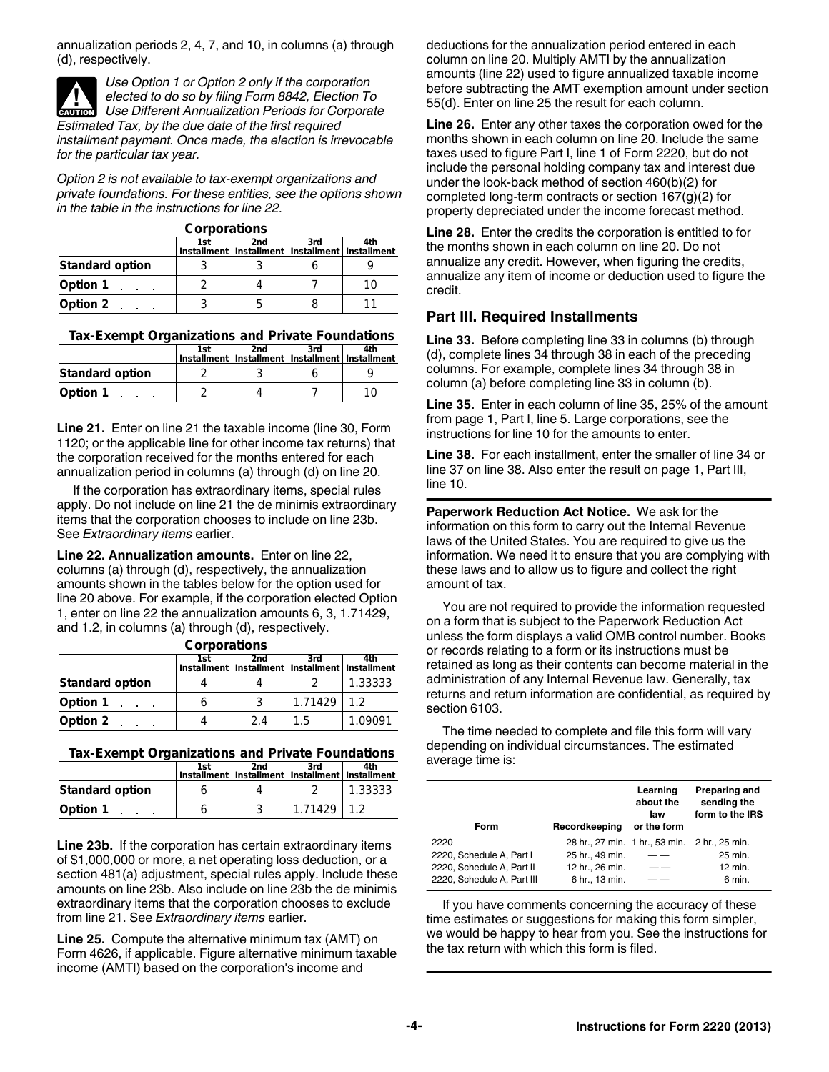annualization periods 2, 4, 7, and 10, in columns (a) through (d), respectively.

**CAUTION**

*Use Option 1 or Option 2 only if the corporation elected to do so by filing Form 8842, Election To Use Different Annualization Periods for Corporate Estimated Tax, by the due date of the first required installment payment. Once made, the election is irrevocable for the particular tax year.*

*Option 2 is not available to tax-exempt organizations and private foundations. For these entities, see the options shown in the table in the instructions for line 22.*

**Corporations**

| | 1st Installment | 2nd Installment | 3rd Installment | 4th Installment |
|---|---|---|---|---|
| **Standard option** | 3 | 3 | 6 | 9 |
| **Option 1** | 2 | 4 | 7 | 10 |
| **Option 2** | 3 | 5 | 8 | 11 |

**Tax-Exempt Organizations and Private Foundations**

| | 1st Installment | 2nd Installment | 3rd Installment | 4th Installment |
|---|---|---|---|---|
| **Standard option** | 2 | 3 | 6 | 9 |
| **Option 1** | 2 | 4 | 7 | 10 |

**Line 21.** Enter on line 21 the taxable income (line 30, Form 1120; or the applicable line for other income tax returns) that the corporation received for the months entered for each annualization period in columns (a) through (d) on line 20.

If the corporation has extraordinary items, special rules apply. Do not include on line 21 the de minimis extraordinary items that the corporation chooses to include on line 23b. See *Extraordinary items* earlier.

**Line 22. Annualization amounts.** Enter on line 22, columns (a) through (d), respectively, the annualization amounts shown in the tables below for the option used for line 20 above. For example, if the corporation elected Option 1, enter on line 22 the annualization amounts 6, 3, 1.71429, and 1.2, in columns (a) through (d), respectively.

**Corporations**

| | 1st Installment | 2nd Installment | 3rd Installment | 4th Installment |
|---|---|---|---|---|
| **Standard option** | 4 | 4 | 2 | 1.33333 |
| **Option 1** | 6 | 3 | 1.71429 | 1.2 |
| **Option 2** | 4 | 2.4 | 1.5 | 1.09091 |

**Tax-Exempt Organizations and Private Foundations**

| | 1st Installment | 2nd Installment | 3rd Installment | 4th Installment |
|---|---|---|---|---|
| **Standard option** | 6 | 4 | 2 | 1.33333 |
| **Option 1** | 6 | 3 | 1.71429 | 1.2 |

**Line 23b.** If the corporation has certain extraordinary items of $1,000,000 or more, a net operating loss deduction, or a section 481(a) adjustment, special rules apply. Include these amounts on line 23b. Also include on line 23b the de minimis extraordinary items that the corporation chooses to exclude from line 21. See *Extraordinary items* earlier.

**Line 25.** Compute the alternative minimum tax (AMT) on Form 4626, if applicable. Figure alternative minimum taxable income (AMTI) based on the corporation's income and deductions for the annualization period entered in each column on line 20. Multiply AMTI by the annualization amounts (line 22) used to figure annualized taxable income before subtracting the AMT exemption amount under section 55(d). Enter on line 25 the result for each column.

**Line 26.** Enter any other taxes the corporation owed for the months shown in each column on line 20. Include the same taxes used to figure Part I, line 1 of Form 2220, but do not include the personal holding company tax and interest due under the look-back method of section 460(b)(2) for completed long-term contracts or section 167(g)(2) for property depreciated under the income forecast method.

**Line 28.** Enter the credits the corporation is entitled to for the months shown in each column on line 20. Do not annualize any credit. However, when figuring the credits, annualize any item of income or deduction used to figure the credit.

## Part III. Required Installments

**Line 33.** Before completing line 33 in columns (b) through (d), complete lines 34 through 38 in each of the preceding columns. For example, complete lines 34 through 38 in column (a) before completing line 33 in column (b).

**Line 35.** Enter in each column of line 35, 25% of the amount from page 1, Part I, line 5. Large corporations, see the instructions for line 10 for the amounts to enter.

**Line 38.** For each installment, enter the smaller of line 34 or line 37 on line 38. Also enter the result on page 1, Part III, line 10.

**Paperwork Reduction Act Notice.** We ask for the information on this form to carry out the Internal Revenue laws of the United States. You are required to give us the information. We need it to ensure that you are complying with these laws and to allow us to figure and collect the right amount of tax.

You are not required to provide the information requested on a form that is subject to the Paperwork Reduction Act unless the form displays a valid OMB control number. Books or records relating to a form or its instructions must be retained as long as their contents can become material in the administration of any Internal Revenue law. Generally, tax returns and return information are confidential, as required by section 6103.

The time needed to complete and file this form will vary depending on individual circumstances. The estimated average time is:

| Form | Recordkeeping | Learning about the law or the form | Preparing and sending the form to the IRS |
|---|---|---|---|
| 2220 | 28 hr., 27 min. | 1 hr., 53 min. | 2 hr., 25 min. |
| 2220, Schedule A, Part I | 25 hr., 49 min. | —— | 25 min. |
| 2220, Schedule A, Part II | 12 hr., 26 min. | —— | 12 min. |
| 2220, Schedule A, Part III | 6 hr., 13 min. | —— | 6 min. |

If you have comments concerning the accuracy of these time estimates or suggestions for making this form simpler, we would be happy to hear from you. See the instructions for the tax return with which this form is filed.